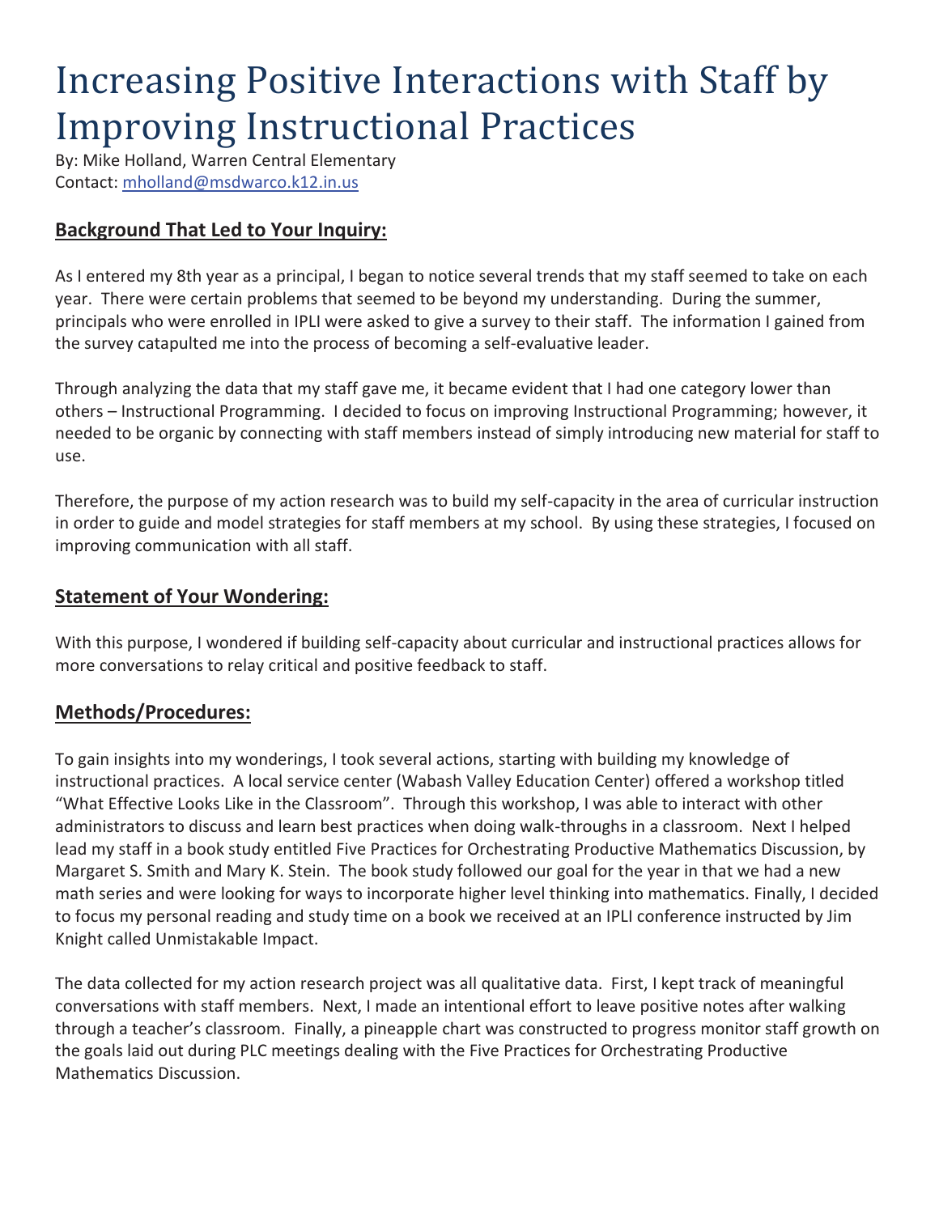# Increasing Positive Interactions with Staff by Improving Instructional Practices

By: Mike Holland, Warren Central Elementary
Contact: mholland@msdwarco.k12.in.us

## Background That Led to Your Inquiry:

As I entered my 8th year as a principal, I began to notice several trends that my staff seemed to take on each year. There were certain problems that seemed to be beyond my understanding. During the summer, principals who were enrolled in IPLI were asked to give a survey to their staff. The information I gained from the survey catapulted me into the process of becoming a self-evaluative leader.

Through analyzing the data that my staff gave me, it became evident that I had one category lower than others – Instructional Programming. I decided to focus on improving Instructional Programming; however, it needed to be organic by connecting with staff members instead of simply introducing new material for staff to use.

Therefore, the purpose of my action research was to build my self-capacity in the area of curricular instruction in order to guide and model strategies for staff members at my school. By using these strategies, I focused on improving communication with all staff.

## Statement of Your Wondering:

With this purpose, I wondered if building self-capacity about curricular and instructional practices allows for more conversations to relay critical and positive feedback to staff.

## Methods/Procedures:

To gain insights into my wonderings, I took several actions, starting with building my knowledge of instructional practices. A local service center (Wabash Valley Education Center) offered a workshop titled "What Effective Looks Like in the Classroom". Through this workshop, I was able to interact with other administrators to discuss and learn best practices when doing walk-throughs in a classroom. Next I helped lead my staff in a book study entitled Five Practices for Orchestrating Productive Mathematics Discussion, by Margaret S. Smith and Mary K. Stein. The book study followed our goal for the year in that we had a new math series and were looking for ways to incorporate higher level thinking into mathematics. Finally, I decided to focus my personal reading and study time on a book we received at an IPLI conference instructed by Jim Knight called Unmistakable Impact.

The data collected for my action research project was all qualitative data. First, I kept track of meaningful conversations with staff members. Next, I made an intentional effort to leave positive notes after walking through a teacher's classroom. Finally, a pineapple chart was constructed to progress monitor staff growth on the goals laid out during PLC meetings dealing with the Five Practices for Orchestrating Productive Mathematics Discussion.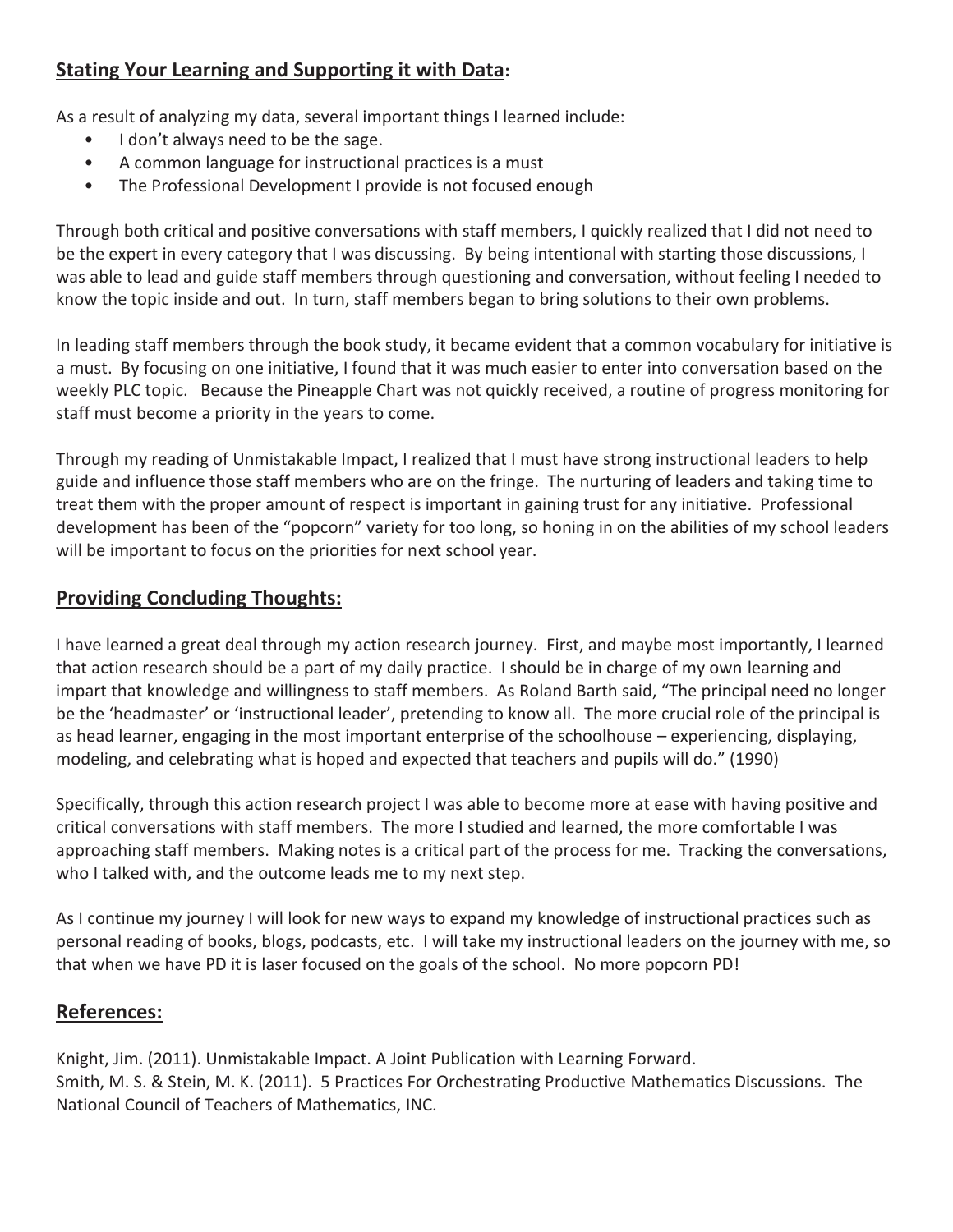## Stating Your Learning and Supporting it with Data:

As a result of analyzing my data, several important things I learned include:

- I don't always need to be the sage.
- A common language for instructional practices is a must
- The Professional Development I provide is not focused enough

Through both critical and positive conversations with staff members, I quickly realized that I did not need to be the expert in every category that I was discussing. By being intentional with starting those discussions, I was able to lead and guide staff members through questioning and conversation, without feeling I needed to know the topic inside and out. In turn, staff members began to bring solutions to their own problems.

In leading staff members through the book study, it became evident that a common vocabulary for initiative is a must. By focusing on one initiative, I found that it was much easier to enter into conversation based on the weekly PLC topic. Because the Pineapple Chart was not quickly received, a routine of progress monitoring for staff must become a priority in the years to come.

Through my reading of Unmistakable Impact, I realized that I must have strong instructional leaders to help guide and influence those staff members who are on the fringe. The nurturing of leaders and taking time to treat them with the proper amount of respect is important in gaining trust for any initiative. Professional development has been of the "popcorn" variety for too long, so honing in on the abilities of my school leaders will be important to focus on the priorities for next school year.

## Providing Concluding Thoughts:

I have learned a great deal through my action research journey. First, and maybe most importantly, I learned that action research should be a part of my daily practice. I should be in charge of my own learning and impart that knowledge and willingness to staff members. As Roland Barth said, "The principal need no longer be the 'headmaster' or 'instructional leader', pretending to know all. The more crucial role of the principal is as head learner, engaging in the most important enterprise of the schoolhouse – experiencing, displaying, modeling, and celebrating what is hoped and expected that teachers and pupils will do." (1990)

Specifically, through this action research project I was able to become more at ease with having positive and critical conversations with staff members. The more I studied and learned, the more comfortable I was approaching staff members. Making notes is a critical part of the process for me. Tracking the conversations, who I talked with, and the outcome leads me to my next step.

As I continue my journey I will look for new ways to expand my knowledge of instructional practices such as personal reading of books, blogs, podcasts, etc. I will take my instructional leaders on the journey with me, so that when we have PD it is laser focused on the goals of the school. No more popcorn PD!

## References:

Knight, Jim. (2011). Unmistakable Impact. A Joint Publication with Learning Forward.
Smith, M. S. & Stein, M. K. (2011). 5 Practices For Orchestrating Productive Mathematics Discussions. The National Council of Teachers of Mathematics, INC.